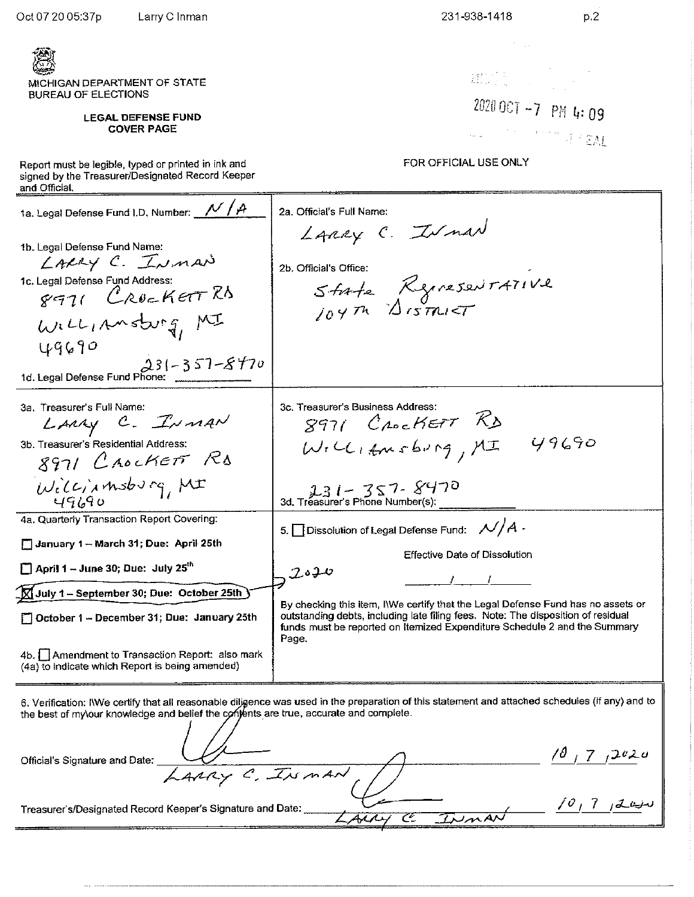MICHIGAN DEPARTMENT OF STATE
BUREAU OF ELECTIONS

**LEGAL DEFENSE FUND COVER PAGE**

2020 OCT -7 PM 4:09

FOR OFFICIAL USE ONLY

Report must be legible, typed or printed in ink and signed by the Treasurer/Designated Record Keeper and Official.

| | |
|---|---|
| 1a. Legal Defense Fund I.D. Number: N/A<br>1b. Legal Defense Fund Name: LARRY C. INMAN<br>1c. Legal Defense Fund Address: 8971 CROCKETT RD WILLIAMSBURG, MI 49690<br>1d. Legal Defense Fund Phone: 231-357-8470 | 2a. Official's Full Name: LARRY C. INMAN<br>2b. Official's Office: State Representative 104th District |
| 3a. Treasurer's Full Name: LARRY C. INMAN<br>3b. Treasurer's Residential Address: 8971 CROCKETT RD WILLIAMSBURG, MI 49690 | 3c. Treasurer's Business Address: 8971 CROCKETT RD WILLIAMSBURG, MI 49690<br>3d. Treasurer's Phone Number(s): 231-357-8470 |
| 4a. Quarterly Transaction Report Covering:<br>☐ January 1 – March 31; Due: April 25th<br>☐ April 1 – June 30; Due: July 25th<br>☒ July 1 – September 30; Due: October 25th (2020)<br>☐ October 1 – December 31; Due: January 25th<br>4b. ☐ Amendment to Transaction Report: also mark (4a) to indicate which Report is being amended) | 5. ☐ Dissolution of Legal Defense Fund: N/A.<br>Effective Date of Dissolution ___/___/___<br>By checking this item, I\We certify that the Legal Defense Fund has no assets or outstanding debts, including late filing fees. Note: The disposition of residual funds must be reported on Itemized Expenditure Schedule 2 and the Summary Page. |

6. Verification: I\We certify that all reasonable diligence was used in the preparation of this statement and attached schedules (if any) and to the best of my\our knowledge and belief the contents are true, accurate and complete.

Official's Signature and Date: LARRY C. INMAN 10/7/2020

Treasurer's/Designated Record Keeper's Signature and Date: LARRY C. INMAN 10/7/2020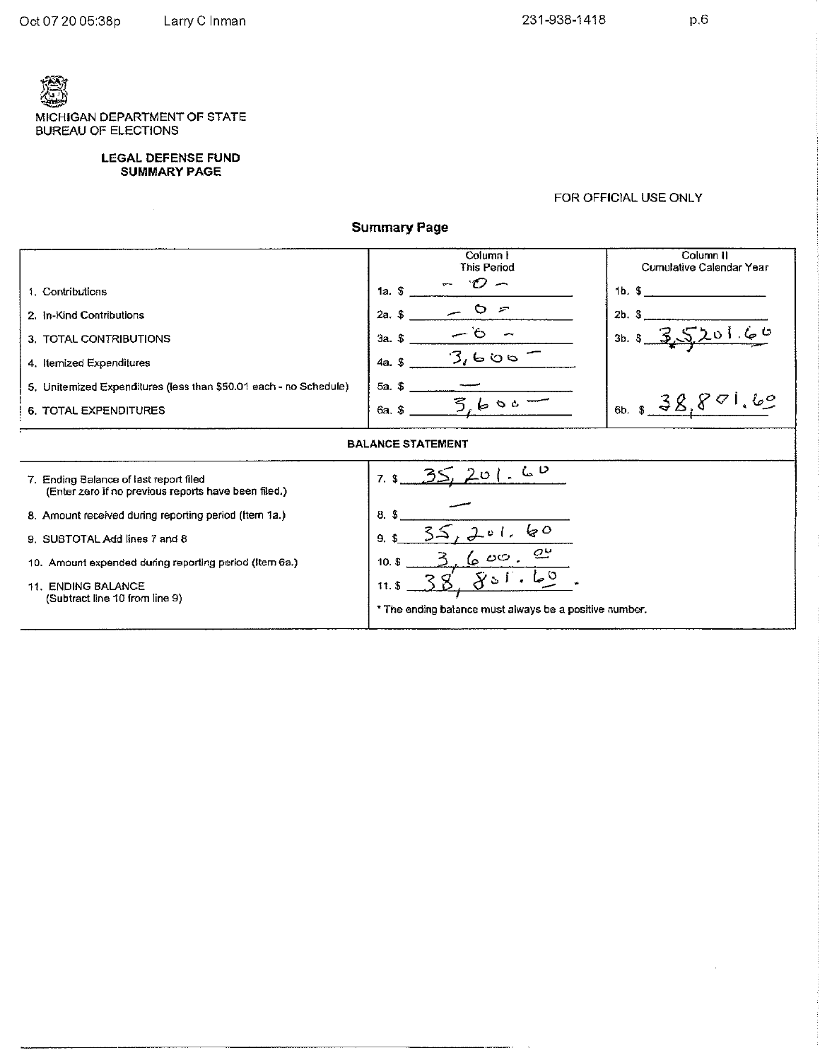MICHIGAN DEPARTMENT OF STATE
BUREAU OF ELECTIONS

**LEGAL DEFENSE FUND**
**SUMMARY PAGE**

FOR OFFICIAL USE ONLY

## Summary Page

| | Column I This Period | Column II Cumulative Calendar Year |
|---|---|---|
| 1. Contributions | 1a. $ -0- | 1b. $ |
| 2. In-Kind Contributions | 2a. $ -0- | 2b. $ |
| 3. TOTAL CONTRIBUTIONS | 3a. $ -0- | 3b. $ 35,201.60 |
| 4. Itemized Expenditures | 4a. $ 3,600 — | |
| 5. Unitemized Expenditures (less than $50.01 each - no Schedule) | 5a. $ — | |
| 6. TOTAL EXPENDITURES | 6a. $ 3,600 — | 6b. $ 38,801.60 |

**BALANCE STATEMENT**

| | |
|---|---|
| 7. Ending Balance of last report filed (Enter zero if no previous reports have been filed.) | 7. $ 35,201.60 |
| 8. Amount received during reporting period (Item 1a.) | 8. $ — |
| 9. SUBTOTAL Add lines 7 and 8 | 9. $ 35,201.60 |
| 10. Amount expended during reporting period (Item 6a.) | 10. $ 3,600.00 |
| 11. ENDING BALANCE (Subtract line 10 from line 9) | 11. $ 38,801.60 |

* The ending balance must always be a positive number.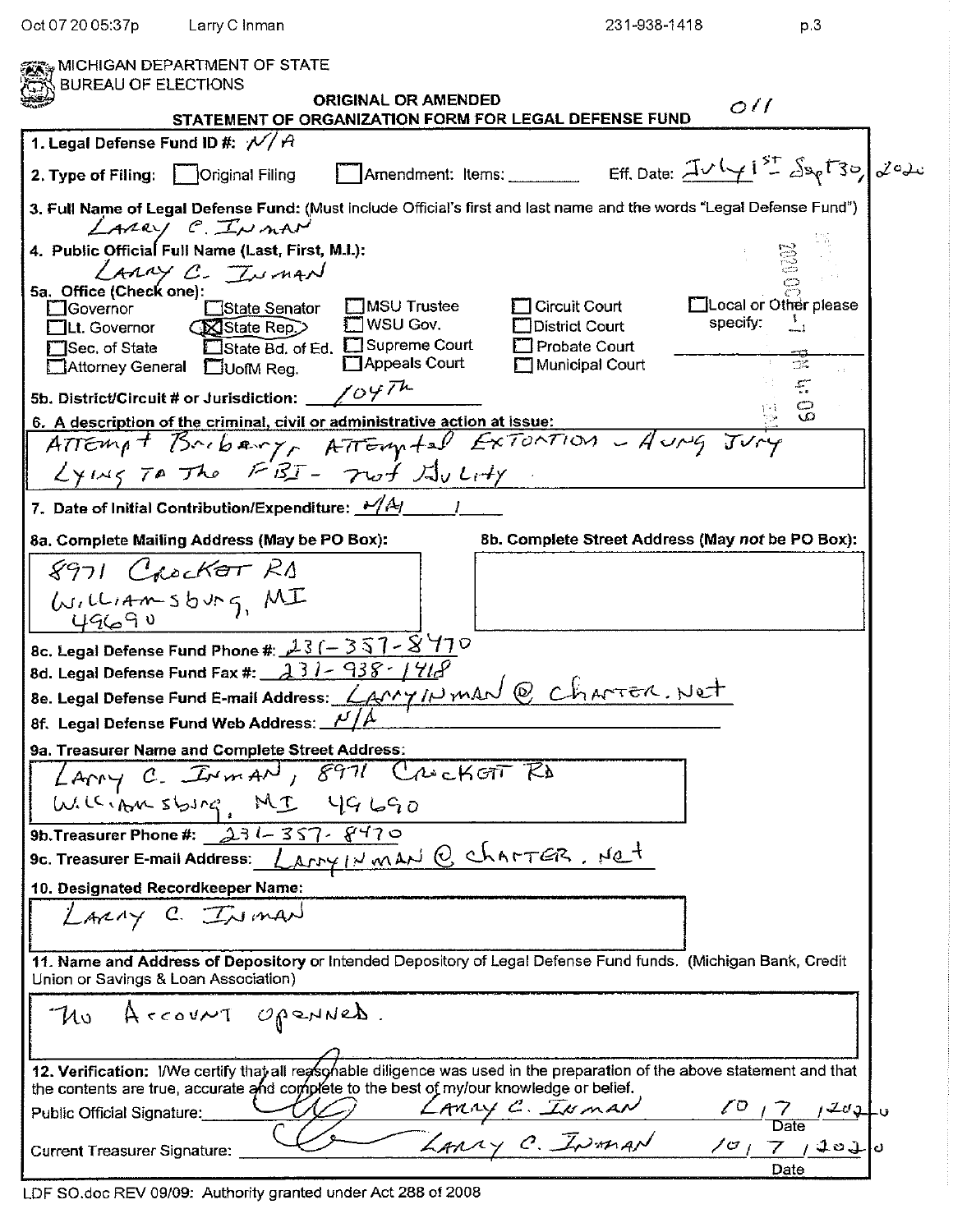MICHIGAN DEPARTMENT OF STATE
BUREAU OF ELECTIONS

**ORIGINAL OR AMENDED**
**STATEMENT OF ORGANIZATION FORM FOR LEGAL DEFENSE FUND**

011

**1. Legal Defense Fund ID #:** N/A

**2. Type of Filing:** ☐ Original Filing ☐ Amendment: Items: ________ Eff. Date: July 1st - Sept 30, 2020

**3. Full Name of Legal Defense Fund:** (Must include Official's first and last name and the words "Legal Defense Fund")
LARRY C. INMAN

**4. Public Official Full Name (Last, First, M.I.):**
LARRY C. INMAN

**5a. Office (Check one):**

☐ Governor ☐ Lt. Governor ☐ Sec. of State ☐ Attorney General ☐ State Senator ☒ State Rep. ☐ State Bd. of Ed. ☐ UofM Reg. ☐ MSU Trustee ☐ WSU Gov. ☐ Supreme Court ☐ Appeals Court ☐ Circuit Court ☐ District Court ☐ Probate Court ☐ Municipal Court ☐ Local or Other please specify: ________

**5b. District/Circuit # or Jurisdiction:** 104Th

**6. A description of the criminal, civil or administrative action at issue:**
ATTEMPT BRIBERY, ATTEMPTED EXTORTION - HUNG JURY
LYING TO THE FBI - NOT GUILTY.

**7. Date of Initial Contribution/Expenditure:** MAY 1

**8a. Complete Mailing Address (May be PO Box):**
8971 CROCKET RD
WILLIAMSBURG, MI
49690

**8b. Complete Street Address (May *not* be PO Box):**

**8c. Legal Defense Fund Phone #:** 231-357-8470
**8d. Legal Defense Fund Fax #:** 231-938-1418
**8e. Legal Defense Fund E-mail Address:** LARRYINMAN@CHARTER.NET
**8f. Legal Defense Fund Web Address:** N/A

**9a. Treasurer Name and Complete Street Address:**
LARRY C. INMAN, 8971 CROCKETT RD
WILLIAMSBURG, MI 49690

**9b. Treasurer Phone #:** 231-357-8470
**9c. Treasurer E-mail Address:** LARRYINMAN@CHARTER.NET

**10. Designated Recordkeeper Name:**
LARRY C. INMAN

**11. Name and Address of Depository** or Intended Depository of Legal Defense Fund funds. (Michigan Bank, Credit Union or Savings & Loan Association)
No ACCOUNT OPENNED.

**12. Verification:** I/We certify that all reasonable diligence was used in the preparation of the above statement and that the contents are true, accurate and complete to the best of my/our knowledge or belief.

Public Official Signature: [signature] LARRY C. INMAN Date: 10/7/2020

Current Treasurer Signature: [signature] LARRY C. INMAN Date: 10/7/2020

LDF SO.doc REV 09/09: Authority granted under Act 288 of 2008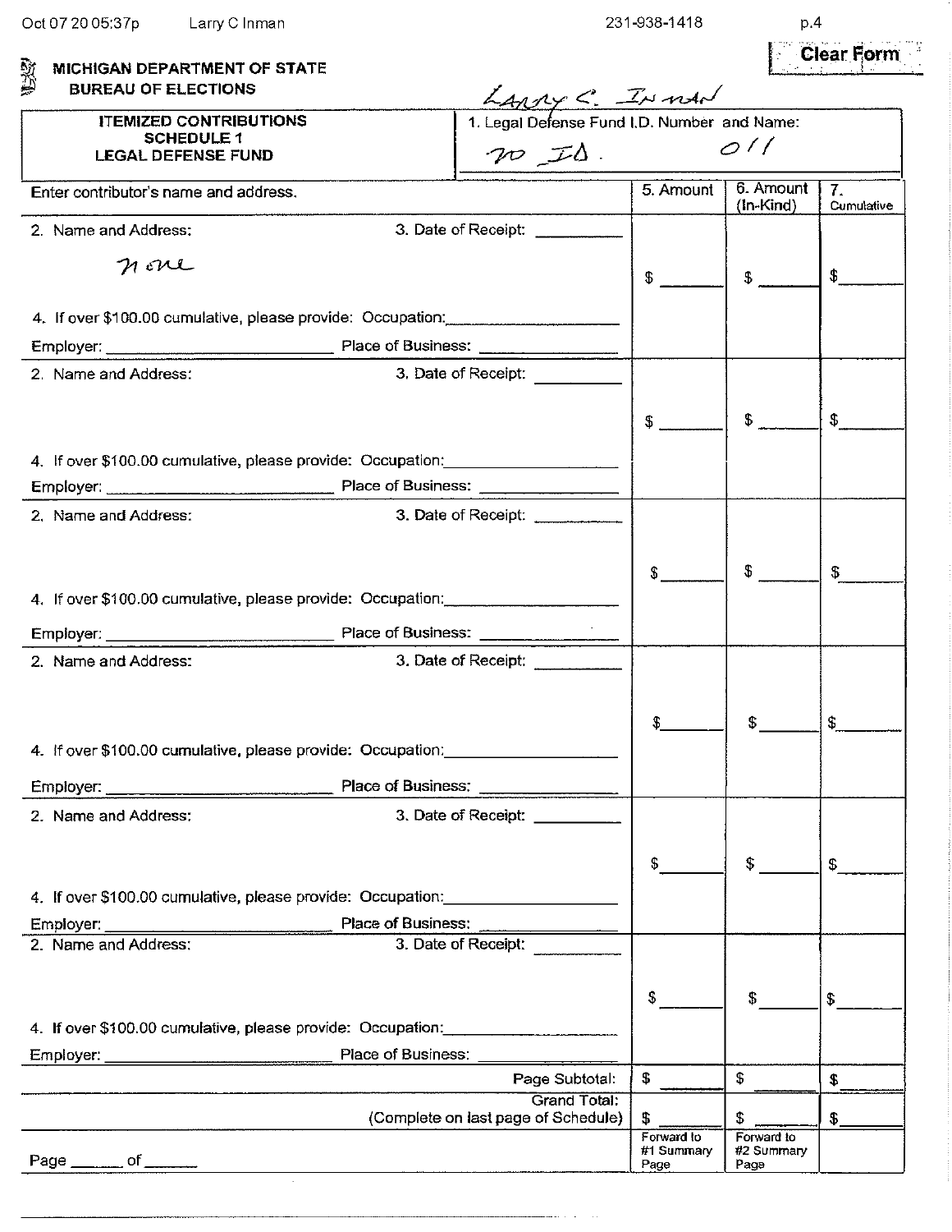**MICHIGAN DEPARTMENT OF STATE**
**BUREAU OF ELECTIONS**

Clear Form

Larry C. Inman

| ITEMIZED CONTRIBUTIONS SCHEDULE 1 LEGAL DEFENSE FUND | 1. Legal Defense Fund I.D. Number and Name: no ID. 011 |
|---|---|

| Enter contributor's name and address. | 5. Amount | 6. Amount (In-Kind) | 7. Cumulative |
|---|---|---|---|
| 2. Name and Address: none 3. Date of Receipt: ______ 4. If over $100.00 cumulative, please provide: Occupation: ______ Employer: ______ Place of Business: ______ | $ ______ | $ ______ | $ ______ |
| 2. Name and Address: 3. Date of Receipt: ______ 4. If over $100.00 cumulative, please provide: Occupation: ______ Employer: ______ Place of Business: ______ | $ ______ | $ ______ | $ ______ |
| 2. Name and Address: 3. Date of Receipt: ______ 4. If over $100.00 cumulative, please provide: Occupation: ______ Employer: ______ Place of Business: ______ | $ ______ | $ ______ | $ ______ |
| 2. Name and Address: 3. Date of Receipt: ______ 4. If over $100.00 cumulative, please provide: Occupation: ______ Employer: ______ Place of Business: ______ | $ ______ | $ ______ | $ ______ |
| 2. Name and Address: 3. Date of Receipt: ______ 4. If over $100.00 cumulative, please provide: Occupation: ______ Employer: ______ Place of Business: ______ | $ ______ | $ ______ | $ ______ |
| 2. Name and Address: 3. Date of Receipt: ______ 4. If over $100.00 cumulative, please provide: Occupation: ______ Employer: ______ Place of Business: ______ | $ ______ | $ ______ | $ ______ |
| Page Subtotal: | $ ______ | $ ______ | $ ______ |
| Grand Total: (Complete on last page of Schedule) | $ ______ | $ ______ | $ ______ |
| Page ______ of ______ | Forward to #1 Summary Page | Forward to #2 Summary Page | |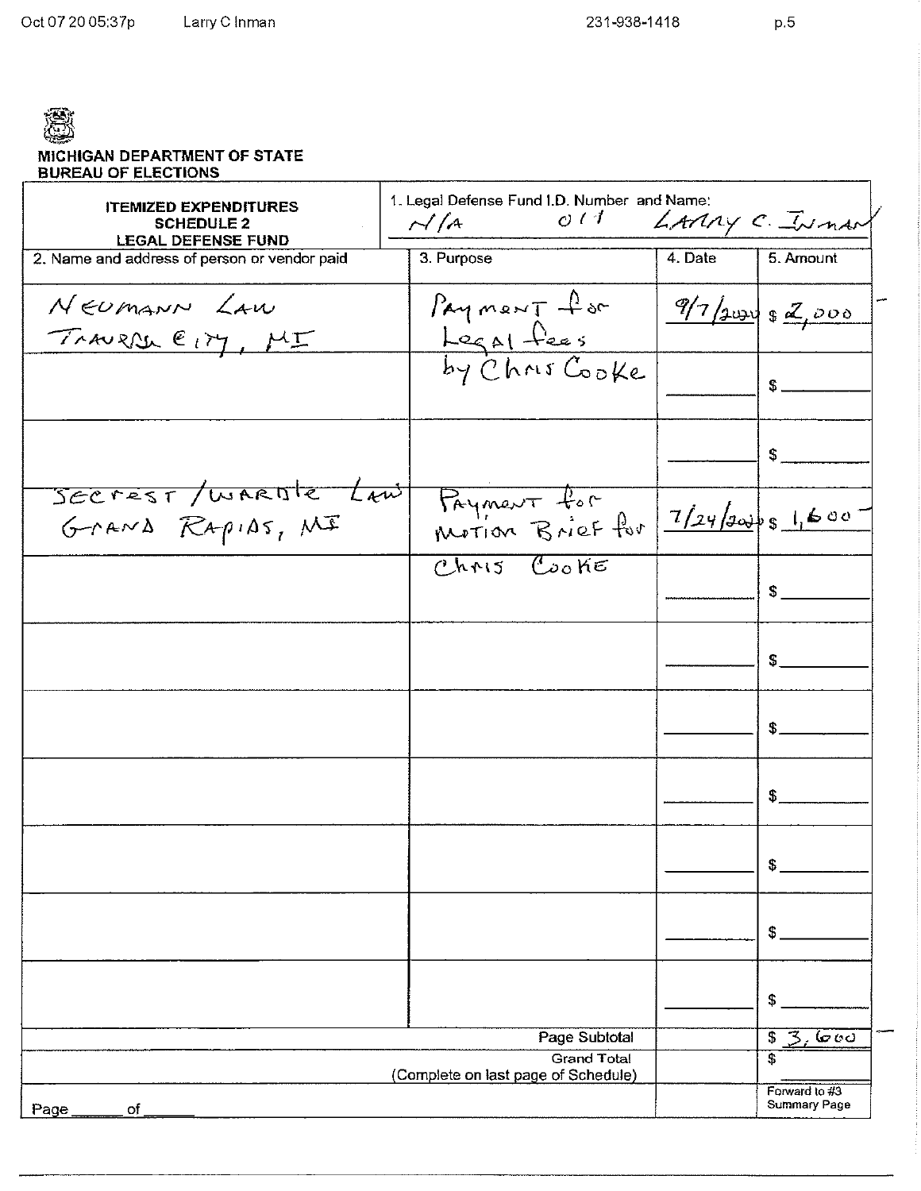**MICHIGAN DEPARTMENT OF STATE**
**BUREAU OF ELECTIONS**

| **ITEMIZED EXPENDITURES SCHEDULE 2 LEGAL DEFENSE FUND** | 1. Legal Defense Fund I.D. Number and Name: N/A 011 Larry C. Inman | | |
|---|---|---|---|
| 2. Name and address of person or vendor paid | 3. Purpose | 4. Date | 5. Amount |
| Neumann Law Traverse City, MI | Payment for Legal fees by Chris Cooke | 9/7/2020 | $ 2,000 |
| | | | $ |
| | | | $ |
| Secrest/Wardle Law Grand Rapids, MI | Payment for Motion Brief for Chris Cooke | 7/24/2020 | $ 1,600 |
| | | | $ |
| | | | $ |
| | | | $ |
| | | | $ |
| | | | $ |
| | | | $ |
| | | | $ |
| | Page Subtotal | | $ 3,600 |
| | Grand Total (Complete on last page of Schedule) | | $ |
| Page ______ of ______ | | | Forward to #3 Summary Page |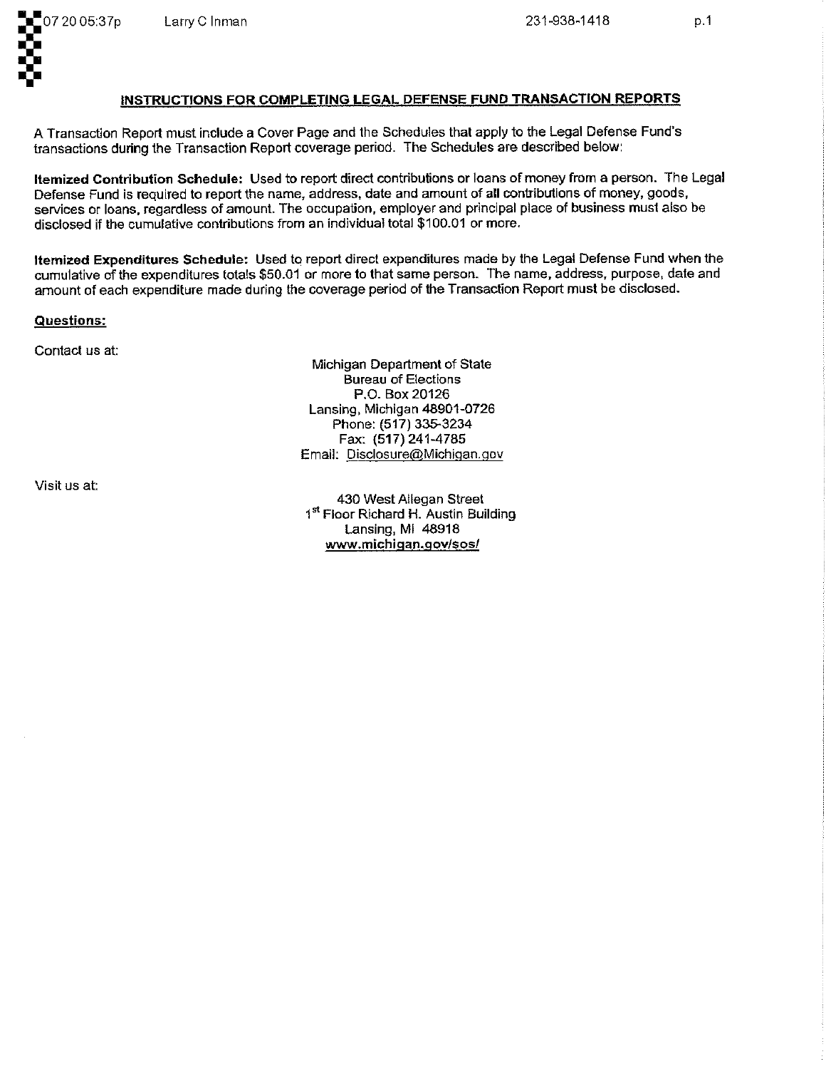## INSTRUCTIONS FOR COMPLETING LEGAL DEFENSE FUND TRANSACTION REPORTS

A Transaction Report must include a Cover Page and the Schedules that apply to the Legal Defense Fund's transactions during the Transaction Report coverage period. The Schedules are described below:

**Itemized Contribution Schedule:** Used to report direct contributions or loans of money from a person. The Legal Defense Fund is required to report the name, address, date and amount of all contributions of money, goods, services or loans, regardless of amount. The occupation, employer and principal place of business must also be disclosed if the cumulative contributions from an individual total $100.01 or more.

**Itemized Expenditures Schedule:** Used to report direct expenditures made by the Legal Defense Fund when the cumulative of the expenditures totals $50.01 or more to that same person. The name, address, purpose, date and amount of each expenditure made during the coverage period of the Transaction Report must be disclosed.

**Questions:**

Contact us at:

Michigan Department of State
Bureau of Elections
P.O. Box 20126
Lansing, Michigan 48901-0726
Phone: (517) 335-3234
Fax: (517) 241-4785
Email: Disclosure@Michigan.gov

Visit us at:

430 West Allegan Street
1st Floor Richard H. Austin Building
Lansing, MI 48918
**www.michigan.gov/sos/**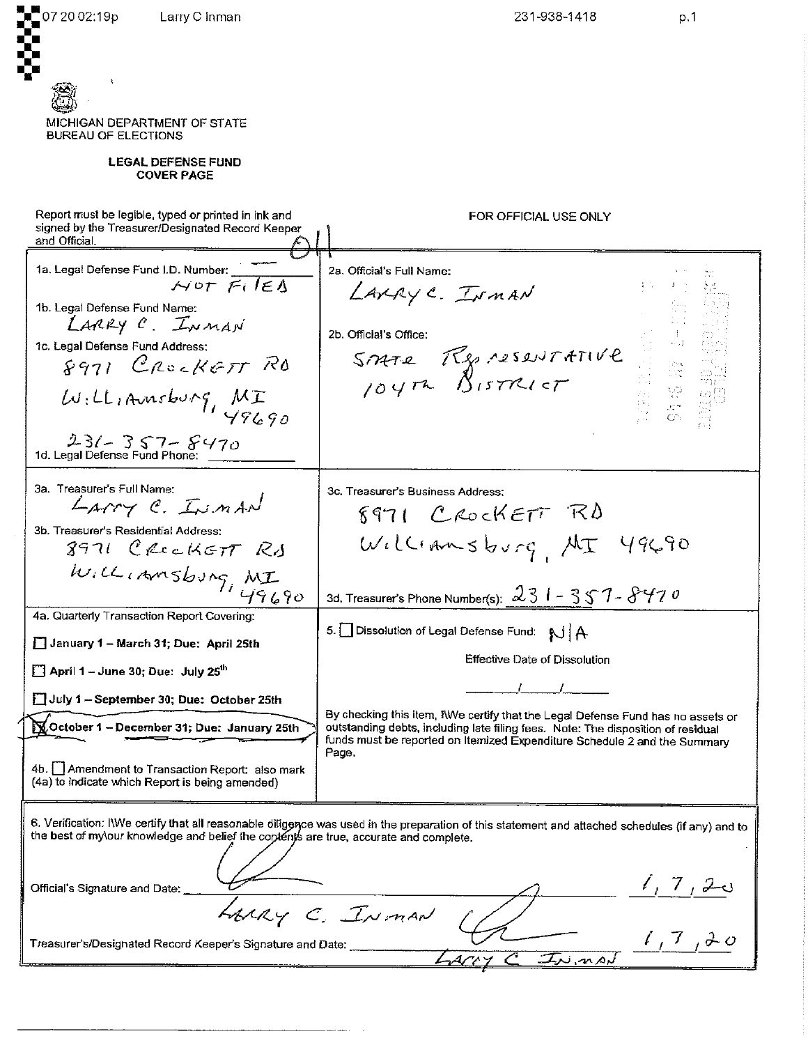MICHIGAN DEPARTMENT OF STATE
BUREAU OF ELECTIONS

**LEGAL DEFENSE FUND**
**COVER PAGE**

Report must be legible, typed or printed in ink and signed by the Treasurer/Designated Record Keeper and Official.

FOR OFFICIAL USE ONLY

| | |
|---|---|
| 1a. Legal Defense Fund I.D. Number: NOT FILED<br>1b. Legal Defense Fund Name: LARRY C. INMAN<br>1c. Legal Defense Fund Address: 8971 CROCKETT RD WILLIAMSBURG, MI 49690<br>1d. Legal Defense Fund Phone: 231-357-8470 | 2a. Official's Full Name: LARRY C. INMAN<br>2b. Official's Office: STATE REPRESENTATIVE 104TH DISTRICT |
| 3a. Treasurer's Full Name: LARRY C. INMAN<br>3b. Treasurer's Residential Address: 8971 CROCKETT RD WILLIAMSBURG, MI 49690 | 3c. Treasurer's Business Address: 8971 CROCKETT RD WILLIAMSBURG, MI 49690<br>3d. Treasurer's Phone Number(s): 231-357-8470 |
| 4a. Quarterly Transaction Report Covering:<br>☐ January 1 – March 31; Due: April 25th<br>☐ April 1 – June 30; Due: July 25th<br>☐ July 1 – September 30; Due: October 25th<br>☒ October 1 – December 31; Due: January 25th<br>4b. ☐ Amendment to Transaction Report: also mark (4a) to indicate which Report is being amended) | 5. ☐ Dissolution of Legal Defense Fund: N/A<br>Effective Date of Dissolution ___/___/___<br>By checking this item, I\We certify that the Legal Defense Fund has no assets or outstanding debts, including late filing fees. Note: The disposition of residual funds must be reported on Itemized Expenditure Schedule 2 and the Summary Page. |

6. Verification: I\We certify that all reasonable diligence was used in the preparation of this statement and attached schedules (if any) and to the best of my\our knowledge and belief the contents are true, accurate and complete.

Official's Signature and Date: [signature] LARRY C. INMAN 1, 7, 20

Treasurer's/Designated Record Keeper's Signature and Date: [signature] LARRY C. INMAN 1, 7, 20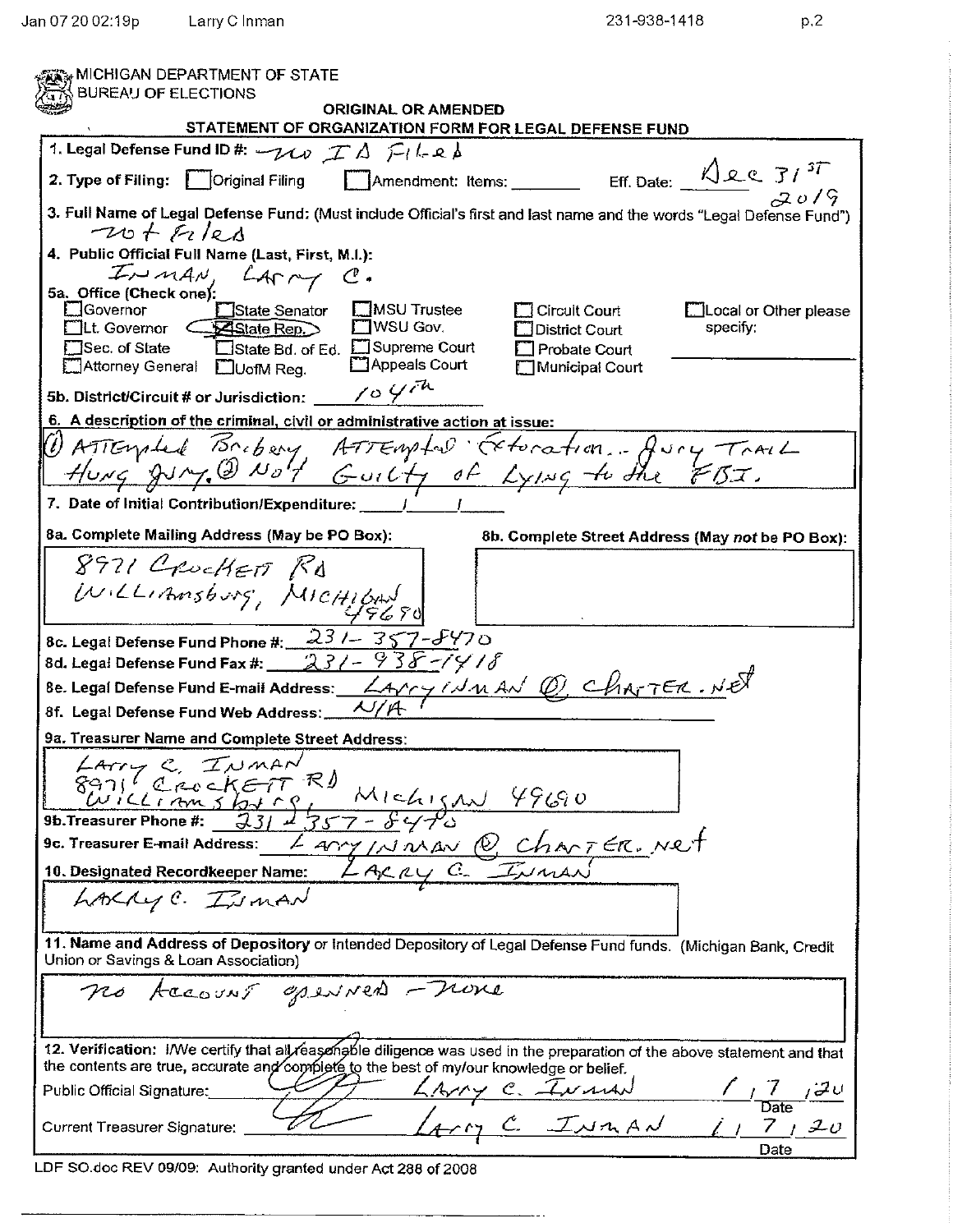MICHIGAN DEPARTMENT OF STATE
BUREAU OF ELECTIONS

## ORIGINAL OR AMENDED
## STATEMENT OF ORGANIZATION FORM FOR LEGAL DEFENSE FUND

**1. Legal Defense Fund ID #:** no ID Filed

**2. Type of Filing:** ☐ Original Filing ☐ Amendment: Items: ________ Eff. Date: Dec 31st 2019

**3. Full Name of Legal Defense Fund:** (Must include Official's first and last name and the words "Legal Defense Fund")
not Filed

**4. Public Official Full Name (Last, First, M.I.):**
INMAN, LARRY C.

**5a. Office (Check one):**

| | | | | |
|---|---|---|---|---|
| ☐ Governor | ☐ State Senator | ☐ MSU Trustee | ☐ Circuit Court | ☐ Local or Other please specify: |
| ☐ Lt. Governor | ☒ State Rep. | ☐ WSU Gov. | ☐ District Court | |
| ☐ Sec. of State | ☐ State Bd. of Ed. | ☐ Supreme Court | ☐ Probate Court | |
| ☐ Attorney General | ☐ UofM Reg. | ☐ Appeals Court | ☐ Municipal Court | |

**5b. District/Circuit # or Jurisdiction:** 104th

**6. A description of the criminal, civil or administrative action at issue:**
(1) Attempted Bribery, Attempted Extortion.. Jury Trail Hung Jury. (2) Not Guilty of Lying to the FBI.

**7. Date of Initial Contribution/Expenditure:** ____/____/____

**8a. Complete Mailing Address (May be PO Box):**
8971 CROCKETT RD
WILLIAMSBURG, MICHIGAN 49690

**8b. Complete Street Address (May *not* be PO Box):**

**8c. Legal Defense Fund Phone #:** 231-357-8470

**8d. Legal Defense Fund Fax #:** 231-938-1418

**8e. Legal Defense Fund E-mail Address:** LarryInman@charter.net

**8f. Legal Defense Fund Web Address:** N/A

**9a. Treasurer Name and Complete Street Address:**
LARRY C. INMAN
8971 CROCKETT RD
WILLIAMSBURG, MICHIGAN 49690

**9b. Treasurer Phone #:** 231-357-8470

**9c. Treasurer E-mail Address:** LarryInman@charter.net

**10. Designated Recordkeeper Name:** LARRY C. INMAN
LARRY C. INMAN

**11. Name and Address of Depository** or Intended Depository of Legal Defense Fund funds. (Michigan Bank, Credit Union or Savings & Loan Association)
no Account opened - None

**12. Verification:** I/We certify that all reasonable diligence was used in the preparation of the above statement and that the contents are true, accurate and complete to the best of my/our knowledge or belief.

Public Official Signature: [signature] LARRY C. INMAN  Date: 1/7/20

Current Treasurer Signature: [signature] LARRY C. INMAN  Date: 1/7/20

LDF SO.doc REV 09/09: Authority granted under Act 288 of 2008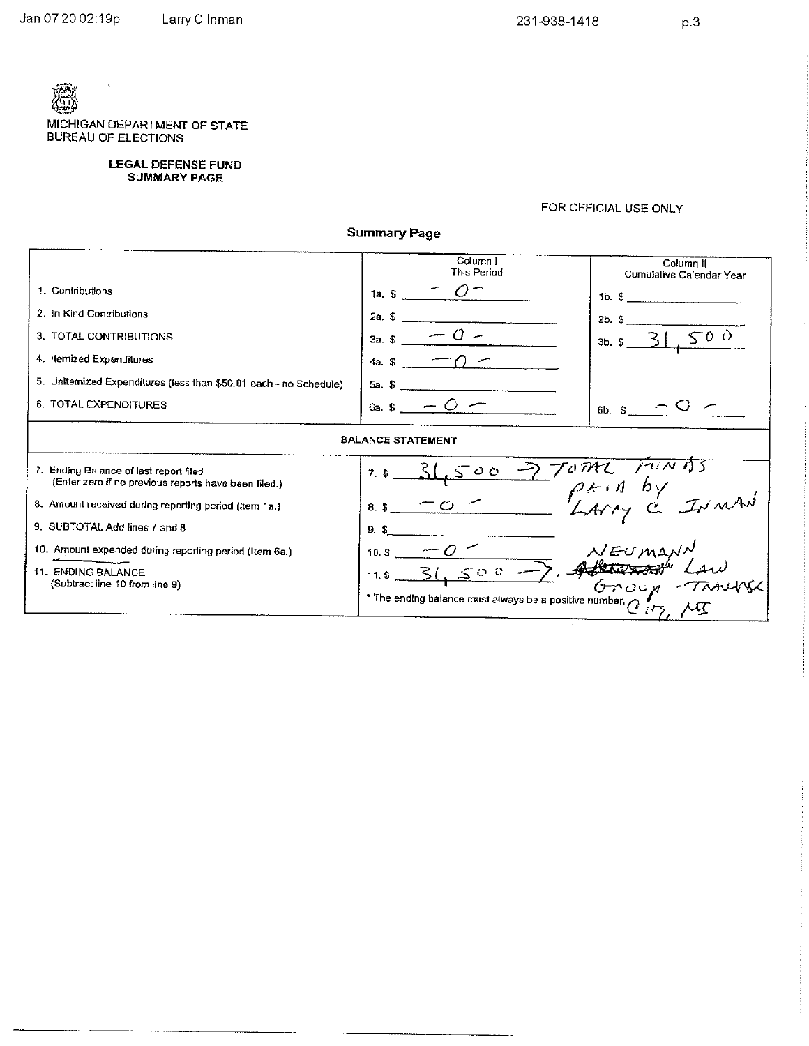MICHIGAN DEPARTMENT OF STATE
BUREAU OF ELECTIONS

## LEGAL DEFENSE FUND SUMMARY PAGE

FOR OFFICIAL USE ONLY

### Summary Page

| | Column I This Period | Column II Cumulative Calendar Year |
|---|---|---|
| 1. Contributions | 1a. $ -0- | 1b. $ |
| 2. In-Kind Contributions | 2a. $ | 2b. $ |
| 3. TOTAL CONTRIBUTIONS | 3a. $ -0- | 3b. $ 31,500 |
| 4. Itemized Expenditures | 4a. $ -0- | |
| 5. Unitemized Expenditures (less than $50.01 each - no Schedule) | 5a. $ | |
| 6. TOTAL EXPENDITURES | 6a. $ -0- | 6b. $ -0- |

| BALANCE STATEMENT | |
|---|---|
| 7. Ending Balance of last report filed (Enter zero if no previous reports have been filed.) | 7. $ 31,500 → TOTAL FUNDS PAID by LARRY C. INMAN |
| 8. Amount received during reporting period (Item 1a.) | 8. $ -0- |
| 9. SUBTOTAL Add lines 7 and 8 | 9. $ |
| 10. Amount expended during reporting period (Item 6a.) | 10. $ -0- |
| 11. ENDING BALANCE (Subtract line 10 from line 9) | 11. $ 31,500 → NEUMANN LAW GROUP - TRAVERSE CITY, MI |

\* The ending balance must always be a positive number.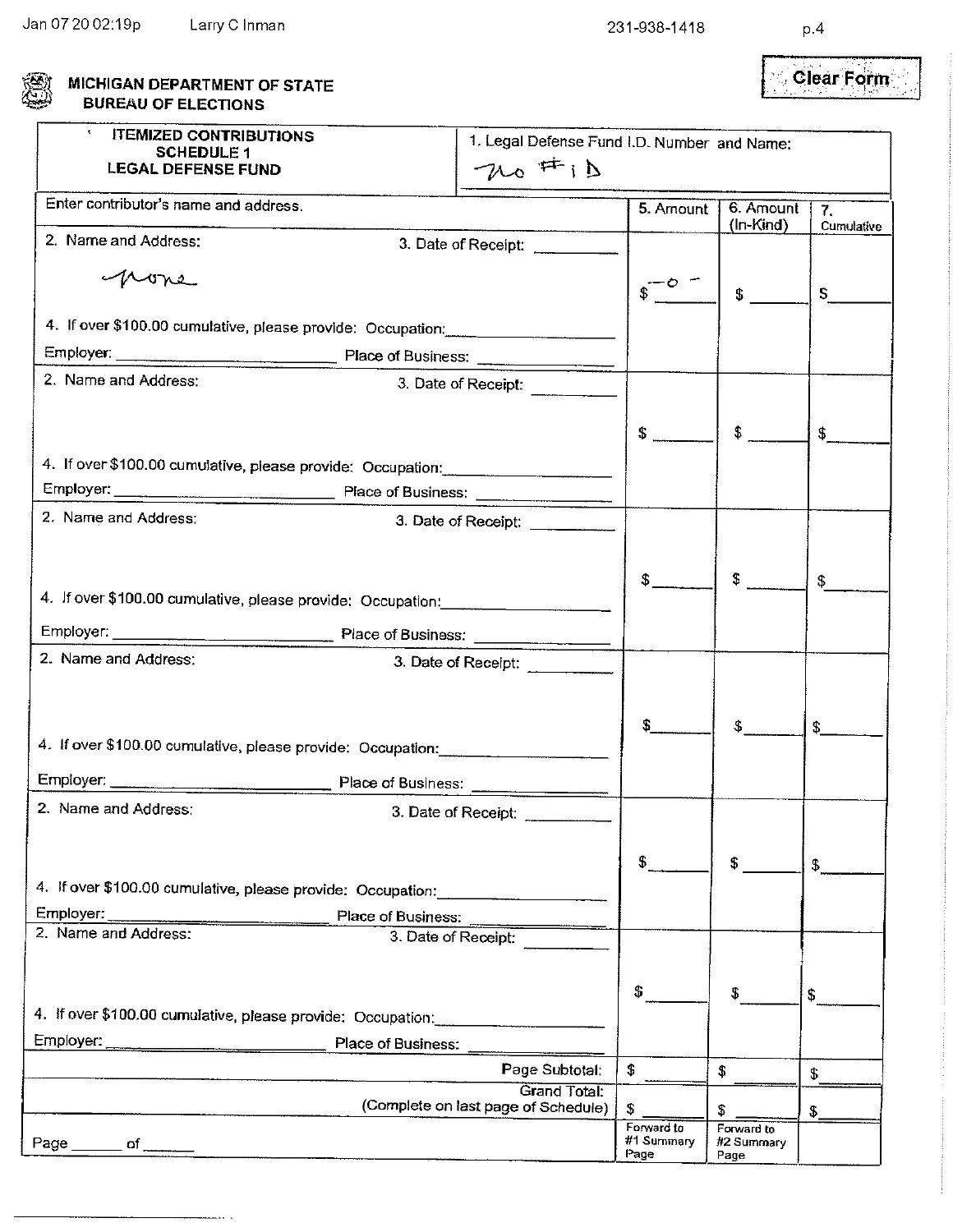**MICHIGAN DEPARTMENT OF STATE**
**BUREAU OF ELECTIONS**

Clear Form

| ITEMIZED CONTRIBUTIONS SCHEDULE 1 LEGAL DEFENSE FUND | 1. Legal Defense Fund I.D. Number and Name: no # i D | | |
|---|---|---|---|
| **Enter contributor's name and address.** | **5. Amount** | **6. Amount (In-Kind)** | **7. Cumulative** |
| 2. Name and Address: none<br>3. Date of Receipt: ______<br>4. If over $100.00 cumulative, please provide: Occupation: ______<br>Employer: ______ Place of Business: ______ | $ -0- | $ | $ |
| 2. Name and Address:<br>3. Date of Receipt: ______<br>4. If over $100.00 cumulative, please provide: Occupation: ______<br>Employer: ______ Place of Business: ______ | $ | $ | $ |
| 2. Name and Address:<br>3. Date of Receipt: ______<br>4. If over $100.00 cumulative, please provide: Occupation: ______<br>Employer: ______ Place of Business: ______ | $ | $ | $ |
| 2. Name and Address:<br>3. Date of Receipt: ______<br>4. If over $100.00 cumulative, please provide: Occupation: ______<br>Employer: ______ Place of Business: ______ | $ | $ | $ |
| 2. Name and Address:<br>3. Date of Receipt: ______<br>4. If over $100.00 cumulative, please provide: Occupation: ______<br>Employer: ______ Place of Business: ______ | $ | $ | $ |
| 2. Name and Address:<br>3. Date of Receipt: ______<br>4. If over $100.00 cumulative, please provide: Occupation: ______<br>Employer: ______ Place of Business: ______ | $ | $ | $ |
| Page Subtotal: | $ | $ | $ |
| Grand Total: (Complete on last page of Schedule) | $ | $ | $ |
| Page ______ of ______ | Forward to #1 Summary Page | Forward to #2 Summary Page | |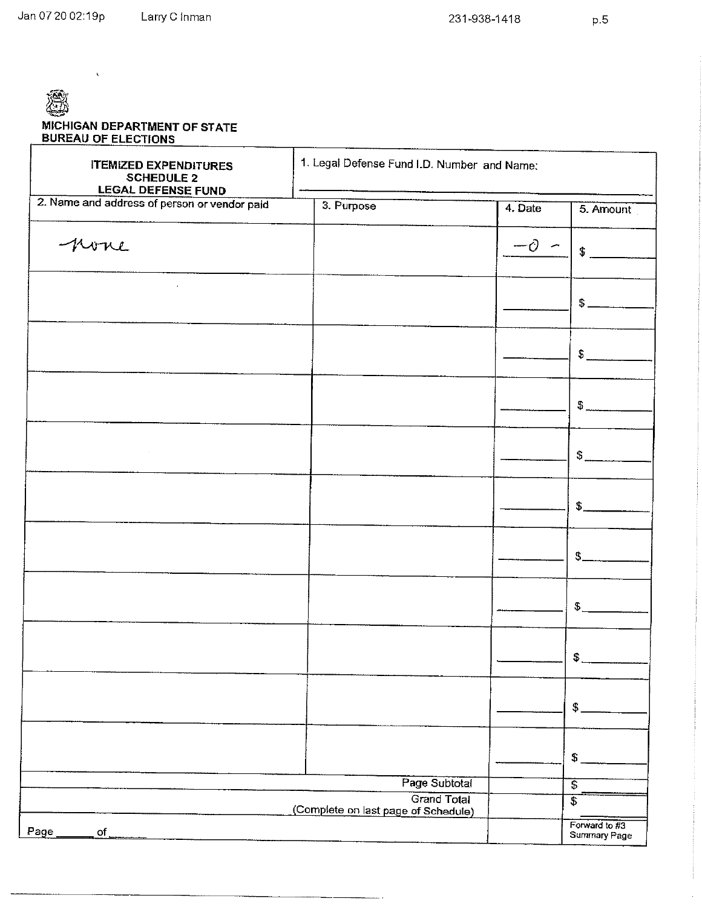**MICHIGAN DEPARTMENT OF STATE**
**BUREAU OF ELECTIONS**

| ITEMIZED EXPENDITURES SCHEDULE 2 LEGAL DEFENSE FUND | 1. Legal Defense Fund I.D. Number and Name: | | |
|---|---|---|---|
| **2. Name and address of person or vendor paid** | **3. Purpose** | **4. Date** | **5. Amount** |
| none | | -0- | $ |
| | | | $ |
| | | | $ |
| | | | $ |
| | | | $ |
| | | | $ |
| | | | $ |
| | | | $ |
| | | | $ |
| | | | $ |
| | | | $ |
| | Page Subtotal | | $ |
| | Grand Total (Complete on last page of Schedule) | | $ |
| Page ____ of ____ | | | Forward to #3 Summary Page |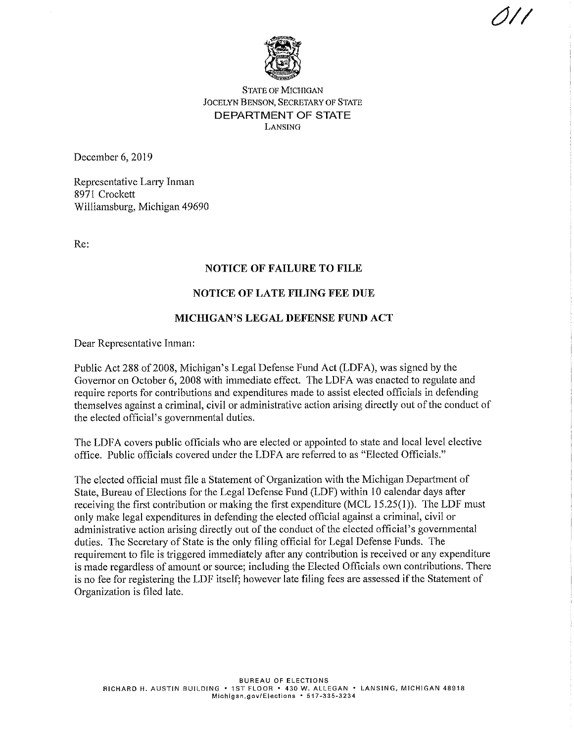011

STATE OF MICHIGAN
JOCELYN BENSON, SECRETARY OF STATE
DEPARTMENT OF STATE
LANSING

December 6, 2019

Representative Larry Inman
8971 Crockett
Williamsburg, Michigan 49690

Re:

**NOTICE OF FAILURE TO FILE**

**NOTICE OF LATE FILING FEE DUE**

**MICHIGAN'S LEGAL DEFENSE FUND ACT**

Dear Representative Inman:

Public Act 288 of 2008, Michigan's Legal Defense Fund Act (LDFA), was signed by the Governor on October 6, 2008 with immediate effect. The LDFA was enacted to regulate and require reports for contributions and expenditures made to assist elected officials in defending themselves against a criminal, civil or administrative action arising directly out of the conduct of the elected official's governmental duties.

The LDFA covers public officials who are elected or appointed to state and local level elective office. Public officials covered under the LDFA are referred to as "Elected Officials."

The elected official must file a Statement of Organization with the Michigan Department of State, Bureau of Elections for the Legal Defense Fund (LDF) within 10 calendar days after receiving the first contribution or making the first expenditure (MCL 15.25(1)). The LDF must only make legal expenditures in defending the elected official against a criminal, civil or administrative action arising directly out of the conduct of the elected official's governmental duties. The Secretary of State is the only filing official for Legal Defense Funds. The requirement to file is triggered immediately after any contribution is received or any expenditure is made regardless of amount or source; including the Elected Officials own contributions. There is no fee for registering the LDF itself; however late filing fees are assessed if the Statement of Organization is filed late.

BUREAU OF ELECTIONS
RICHARD H. AUSTIN BUILDING • 1ST FLOOR • 430 W. ALLEGAN • LANSING, MICHIGAN 48918
Michigan.gov/Elections • 517-335-3234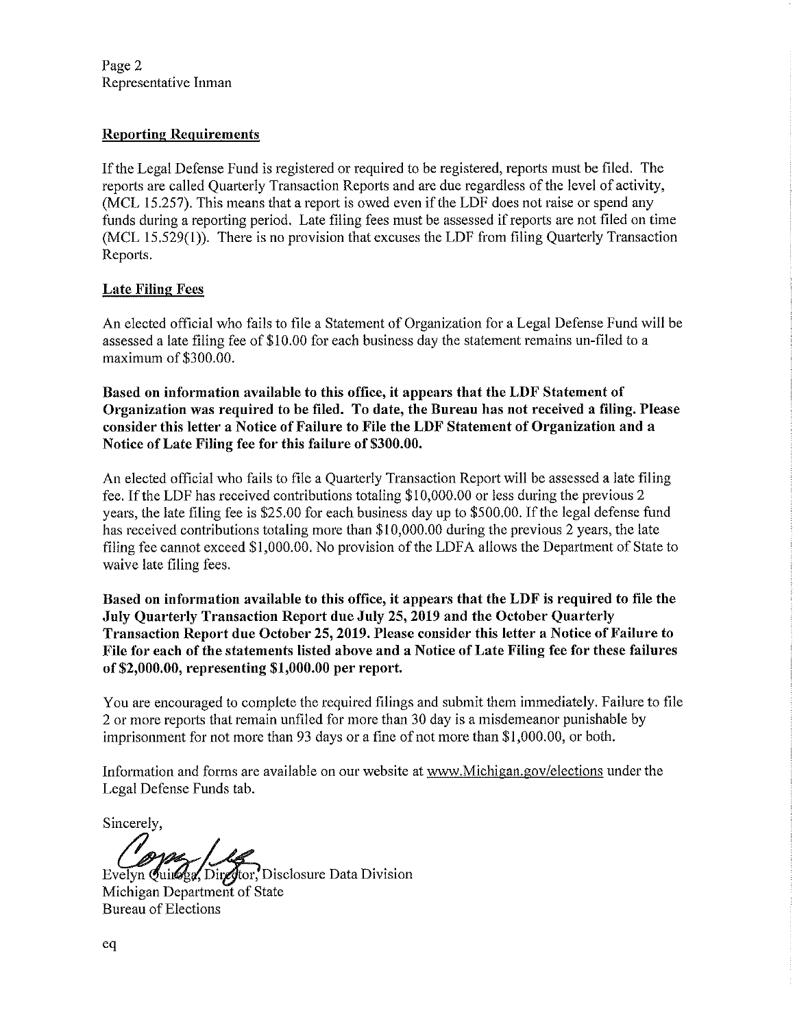## Reporting Requirements

If the Legal Defense Fund is registered or required to be registered, reports must be filed. The reports are called Quarterly Transaction Reports and are due regardless of the level of activity, (MCL 15.257). This means that a report is owed even if the LDF does not raise or spend any funds during a reporting period. Late filing fees must be assessed if reports are not filed on time (MCL 15.529(1)). There is no provision that excuses the LDF from filing Quarterly Transaction Reports.

## Late Filing Fees

An elected official who fails to file a Statement of Organization for a Legal Defense Fund will be assessed a late filing fee of $10.00 for each business day the statement remains un-filed to a maximum of $300.00.

**Based on information available to this office, it appears that the LDF Statement of Organization was required to be filed. To date, the Bureau has not received a filing. Please consider this letter a Notice of Failure to File the LDF Statement of Organization and a Notice of Late Filing fee for this failure of $300.00.**

An elected official who fails to file a Quarterly Transaction Report will be assessed a late filing fee. If the LDF has received contributions totaling $10,000.00 or less during the previous 2 years, the late filing fee is $25.00 for each business day up to $500.00. If the legal defense fund has received contributions totaling more than $10,000.00 during the previous 2 years, the late filing fee cannot exceed $1,000.00. No provision of the LDFA allows the Department of State to waive late filing fees.

**Based on information available to this office, it appears that the LDF is required to file the July Quarterly Transaction Report due July 25, 2019 and the October Quarterly Transaction Report due October 25, 2019. Please consider this letter a Notice of Failure to File for each of the statements listed above and a Notice of Late Filing fee for these failures of $2,000.00, representing $1,000.00 per report.**

You are encouraged to complete the required filings and submit them immediately. Failure to file 2 or more reports that remain unfiled for more than 30 day is a misdemeanor punishable by imprisonment for not more than 93 days or a fine of not more than $1,000.00, or both.

Information and forms are available on our website at www.Michigan.gov/elections under the Legal Defense Funds tab.

Sincerely,

Evelyn Quiroga, Director, Disclosure Data Division
Michigan Department of State
Bureau of Elections

eq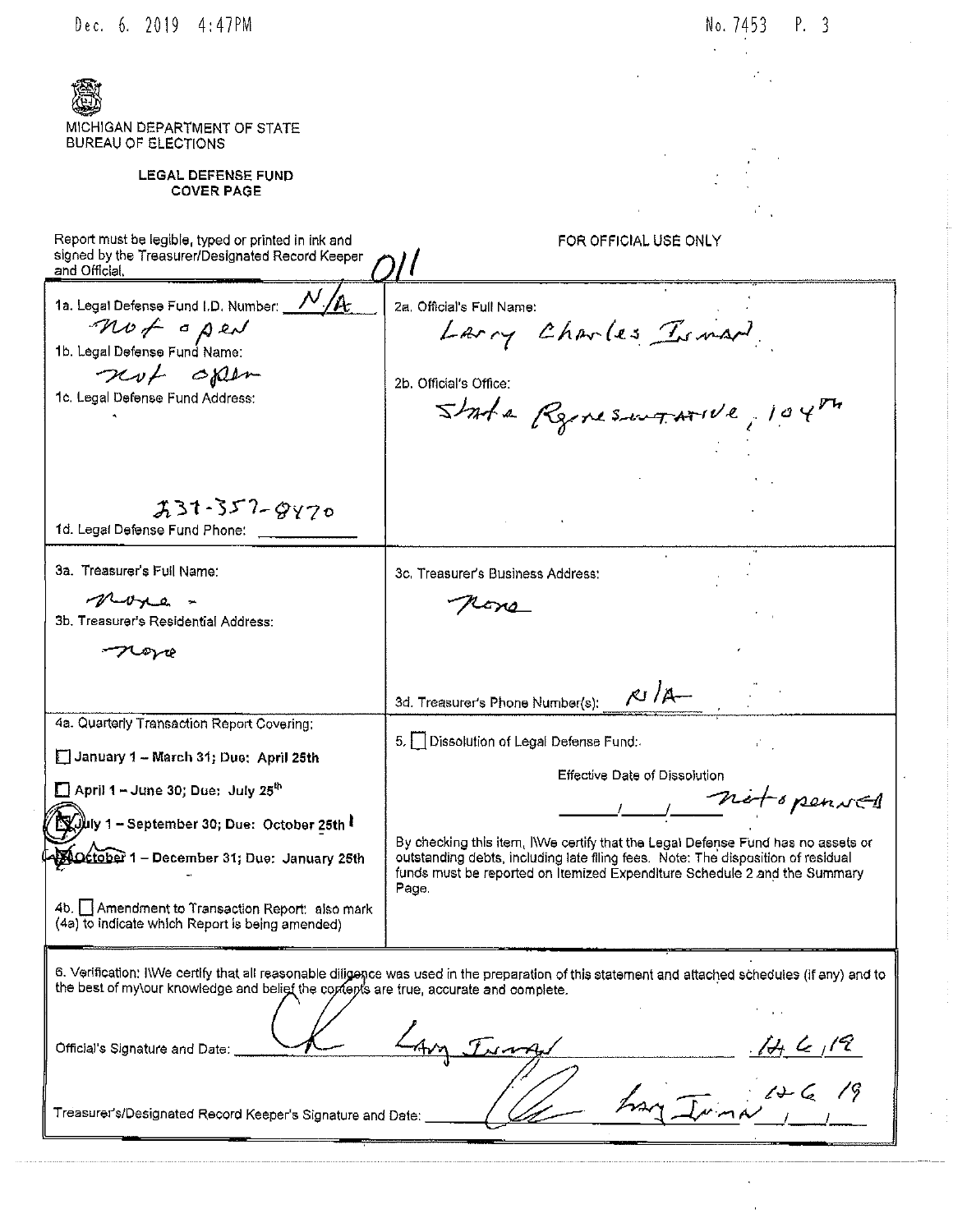MICHIGAN DEPARTMENT OF STATE
BUREAU OF ELECTIONS

**LEGAL DEFENSE FUND**
**COVER PAGE**

Report must be legible, typed or printed in ink and signed by the Treasurer/Designated Record Keeper and Official.

011

FOR OFFICIAL USE ONLY

1a. Legal Defense Fund I.D. Number: N/A
not open

1b. Legal Defense Fund Name:
not open

1c. Legal Defense Fund Address:

231-357-8470

1d. Legal Defense Fund Phone:

2a. Official's Full Name:
Larry Charles Inman

2b. Official's Office:
State Representative, 104th

3a. Treasurer's Full Name:
none -

3b. Treasurer's Residential Address:
none

3c. Treasurer's Business Address:
none

3d. Treasurer's Phone Number(s): N/A

4a. Quarterly Transaction Report Covering:

- [ ] January 1 – March 31; Due: April 25th
- [ ] April 1 – June 30; Due: July 25th
- [X] July 1 – September 30; Due: October 25th
- [X] October 1 – December 31; Due: January 25th

4b. [ ] Amendment to Transaction Report: also mark (4a) to indicate which Report is being amended)

5. [ ] Dissolution of Legal Defense Fund:

Effective Date of Dissolution
\_\_\_/\_\_\_/\_\_\_ not opened

By checking this item, I\We certify that the Legal Defense Fund has no assets or outstanding debts, including late filing fees. Note: The disposition of residual funds must be reported on Itemized Expenditure Schedule 2 and the Summary Page.

6. Verification: I\We certify that all reasonable diligence was used in the preparation of this statement and attached schedules (if any) and to the best of my\our knowledge and belief the contents are true, accurate and complete.

Official's Signature and Date: Larry Inman 12/6/19

Treasurer's/Designated Record Keeper's Signature and Date: Larry Inman 12/6/19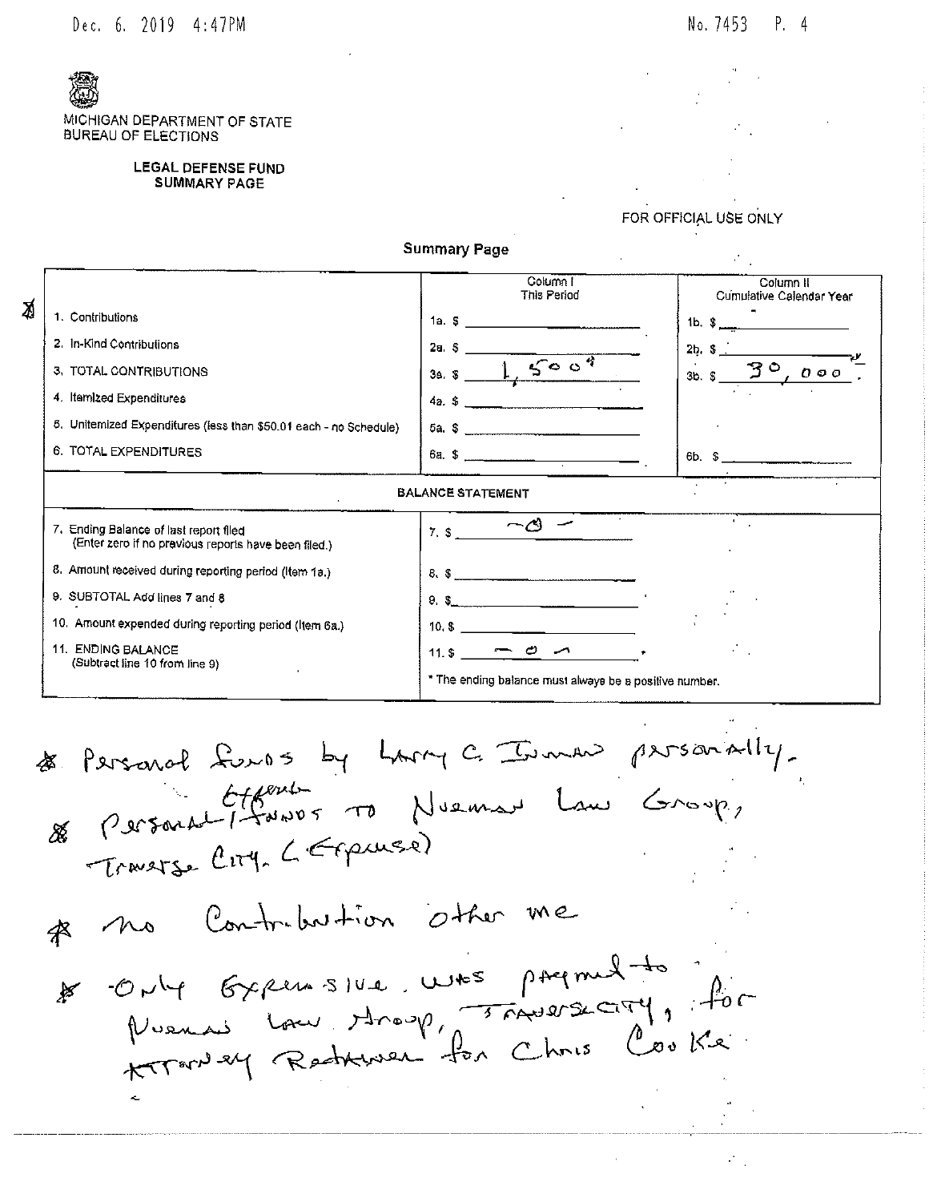MICHIGAN DEPARTMENT OF STATE
BUREAU OF ELECTIONS

**LEGAL DEFENSE FUND
SUMMARY PAGE**

FOR OFFICIAL USE ONLY

**Summary Page**

| | Column I This Period | Column II Cumulative Calendar Year |
|---|---|---|
| 1. Contributions | 1a. $ | 1b. $ - |
| 2. In-Kind Contributions | 2a. $ | 2b. $ |
| 3. TOTAL CONTRIBUTIONS | 3a. $ 1,500* | 3b. $ 30,000.– |
| 4. Itemized Expenditures | 4a. $ | |
| 5. Unitemized Expenditures (less than $50.01 each - no Schedule) | 5a. $ | |
| 6. TOTAL EXPENDITURES | 6a. $ | 6b. $ |
| **BALANCE STATEMENT** | | |
| 7. Ending Balance of last report filed (Enter zero if no previous reports have been filed.) | 7. $ -0- | |
| 8. Amount received during reporting period (Item 1a.) | 8. $ | |
| 9. SUBTOTAL Add lines 7 and 8 | 9. $ | |
| 10. Amount expended during reporting period (Item 6a.) | 10. $ | |
| 11. ENDING BALANCE (Subtract line 10 from line 9) | 11. $ -0- | |
| | * The ending balance must always be a positive number. | |

* Personal funds by Larry C. Inman personally.
* Personal ~~funds~~ Expense to Nueman Law Group, Traverse City. (Expense)
* no Contribution other me
* Only Expensive. was payment to Nueman Law Group, Traverse City, for Attorney Retainer for Chris Cooke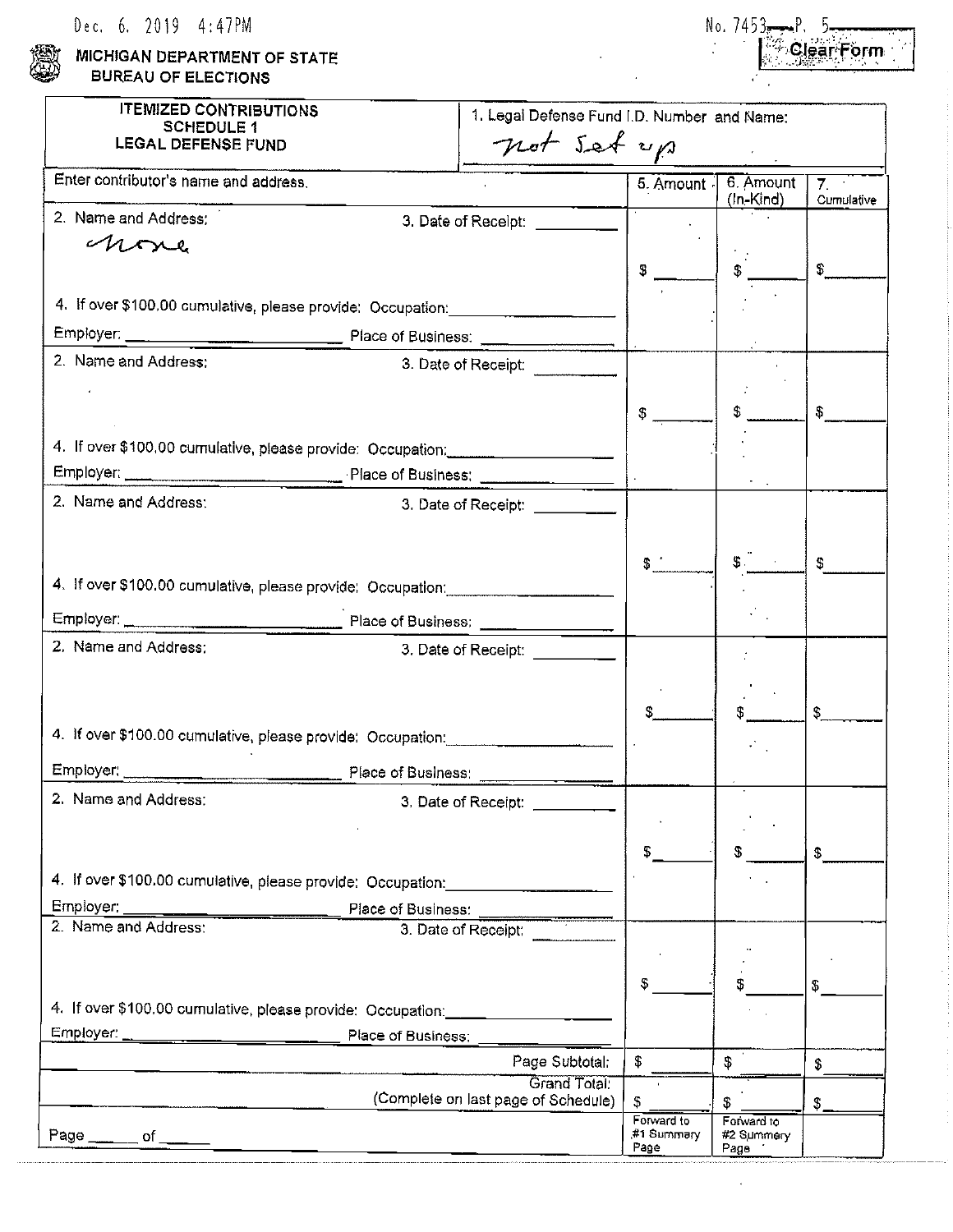MICHIGAN DEPARTMENT OF STATE
BUREAU OF ELECTIONS

| ITEMIZED CONTRIBUTIONS SCHEDULE 1 LEGAL DEFENSE FUND | 1. Legal Defense Fund I.D. Number and Name: not Set up | | |
|---|---|---|---|
| Enter contributor's name and address. | 5. Amount | 6. Amount (In-Kind) | 7. Cumulative |
| 2. Name and Address: none  3. Date of Receipt: ______ <br> 4. If over $100.00 cumulative, please provide: Occupation: ______ <br> Employer: ______ Place of Business: ______ | $ | $ | $ |
| 2. Name and Address:  3. Date of Receipt: ______ <br> 4. If over $100.00 cumulative, please provide: Occupation: ______ <br> Employer: ______ Place of Business: ______ | $ | $ | $ |
| 2. Name and Address:  3. Date of Receipt: ______ <br> 4. If over $100.00 cumulative, please provide: Occupation: ______ <br> Employer: ______ Place of Business: ______ | $ | $ | $ |
| 2. Name and Address:  3. Date of Receipt: ______ <br> 4. If over $100.00 cumulative, please provide: Occupation: ______ <br> Employer: ______ Place of Business: ______ | $ | $ | $ |
| 2. Name and Address:  3. Date of Receipt: ______ <br> 4. If over $100.00 cumulative, please provide: Occupation: ______ <br> Employer: ______ Place of Business: ______ | $ | $ | $ |
| 2. Name and Address:  3. Date of Receipt: ______ <br> 4. If over $100.00 cumulative, please provide: Occupation: ______ <br> Employer: ______ Place of Business: ______ | $ | $ | $ |
| Page Subtotal: | $ | $ | $ |
| Grand Total: (Complete on last page of Schedule) | $ | $ | $ |
| Page ____ of ____ | Forward to #1 Summary Page | Forward to #2 Summary Page | |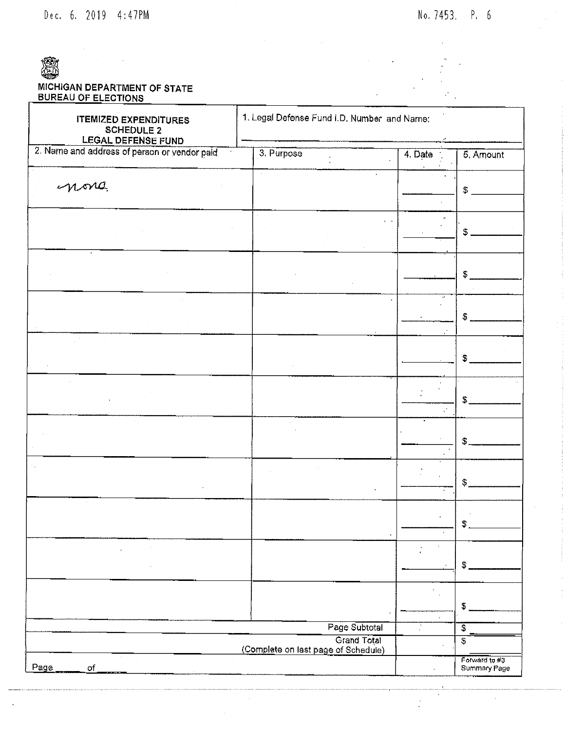MICHIGAN DEPARTMENT OF STATE
BUREAU OF ELECTIONS

| ITEMIZED EXPENDITURES SCHEDULE 2 LEGAL DEFENSE FUND | 1. Legal Defense Fund I.D. Number and Name: | | |
|---|---|---|---|
| 2. Name and address of person or vendor paid | 3. Purpose | 4. Date | 5. Amount |
| none | | | $ |
| | | | $ |
| | | | $ |
| | | | $ |
| | | | $ |
| | | | $ |
| | | | $ |
| | | | $ |
| | | | $ |
| | | | $ |
| | | | $ |
| | Page Subtotal | | $ |
| | Grand Total (Complete on last page of Schedule) | | $ |
| Page ____ of ____ | | | Forward to #3 Summary Page |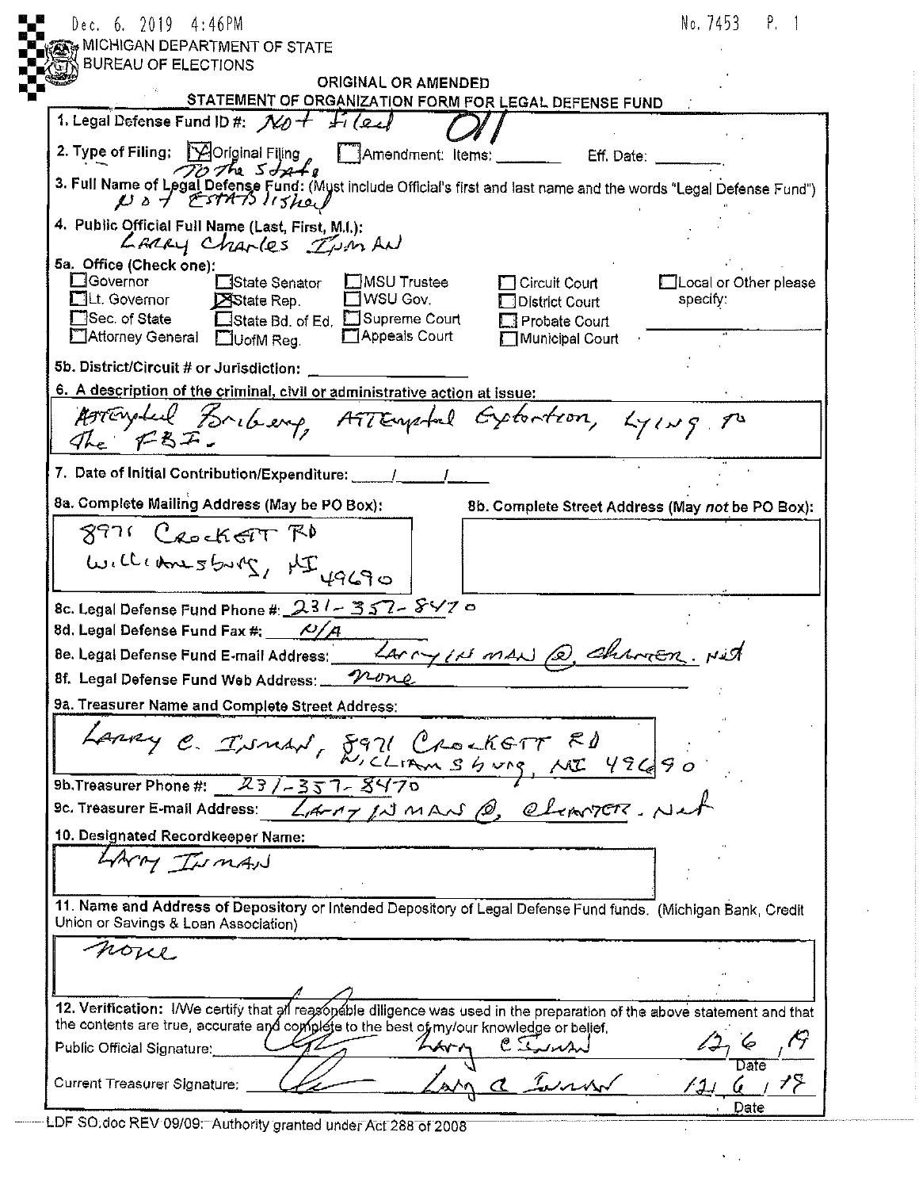Dec. 6. 2019 4:46PM No. 7453 P. 1

MICHIGAN DEPARTMENT OF STATE
BUREAU OF ELECTIONS

## ORIGINAL OR AMENDED
## STATEMENT OF ORGANIZATION FORM FOR LEGAL DEFENSE FUND

**1. Legal Defense Fund ID #:** Not Filed

**2. Type of Filing:** [X] Original Filing To The State [ ] Amendment: Items: ________ Eff. Date: ________

**3. Full Name of Legal Defense Fund:** (Must include Official's first and last name and the words "Legal Defense Fund")
Not Established

**4. Public Official Full Name (Last, First, M.I.):**
Larry Charles Inman

**5a. Office (Check one):**

- [ ] Governor
- [ ] Lt. Governor
- [ ] Sec. of State
- [ ] Attorney General
- [ ] State Senator
- [X] State Rep.
- [ ] State Bd. of Ed.
- [ ] UofM Reg.
- [ ] MSU Trustee
- [ ] WSU Gov.
- [ ] Supreme Court
- [ ] Appeals Court
- [ ] Circuit Court
- [ ] District Court
- [ ] Probate Court
- [ ] Municipal Court
- [ ] Local or Other please specify: ________

**5b. District/Circuit # or Jurisdiction:** ________

**6. A description of the criminal, civil or administrative action at issue:**
Attempted Bribery, Attempted Extortion, Lying to The FBI.

**7. Date of Initial Contribution/Expenditure:** ____/____/____

**8a. Complete Mailing Address (May be PO Box):**
8971 Crockett Rd
Williamsburg, MI 49690

**8b. Complete Street Address (May *not* be PO Box):**

**8c. Legal Defense Fund Phone #:** 231-357-8470

**8d. Legal Defense Fund Fax #:** N/A

**8e. Legal Defense Fund E-mail Address:** LarryInman@charter.net

**8f. Legal Defense Fund Web Address:** none

**9a. Treasurer Name and Complete Street Address:**
Larry C. Inman, 8971 Crockett Rd Williamsburg, MI 49690

**9b. Treasurer Phone #:** 231-357-8470

**9c. Treasurer E-mail Address:** LarryInman@charter.net

**10. Designated Recordkeeper Name:**
Larry Inman

**11. Name and Address of Depository** or Intended Depository of Legal Defense Fund funds. (Michigan Bank, Credit Union or Savings & Loan Association)
none

**12. Verification:** I/We certify that all reasonable diligence was used in the preparation of the above statement and that the contents are true, accurate and complete to the best of my/our knowledge or belief.

Public Official Signature: Larry C Inman — Date: 12/6/19

Current Treasurer Signature: Larry C Inman — Date: 12/6/19

LDF SO.doc REV 09/09: Authority granted under Act 288 of 2008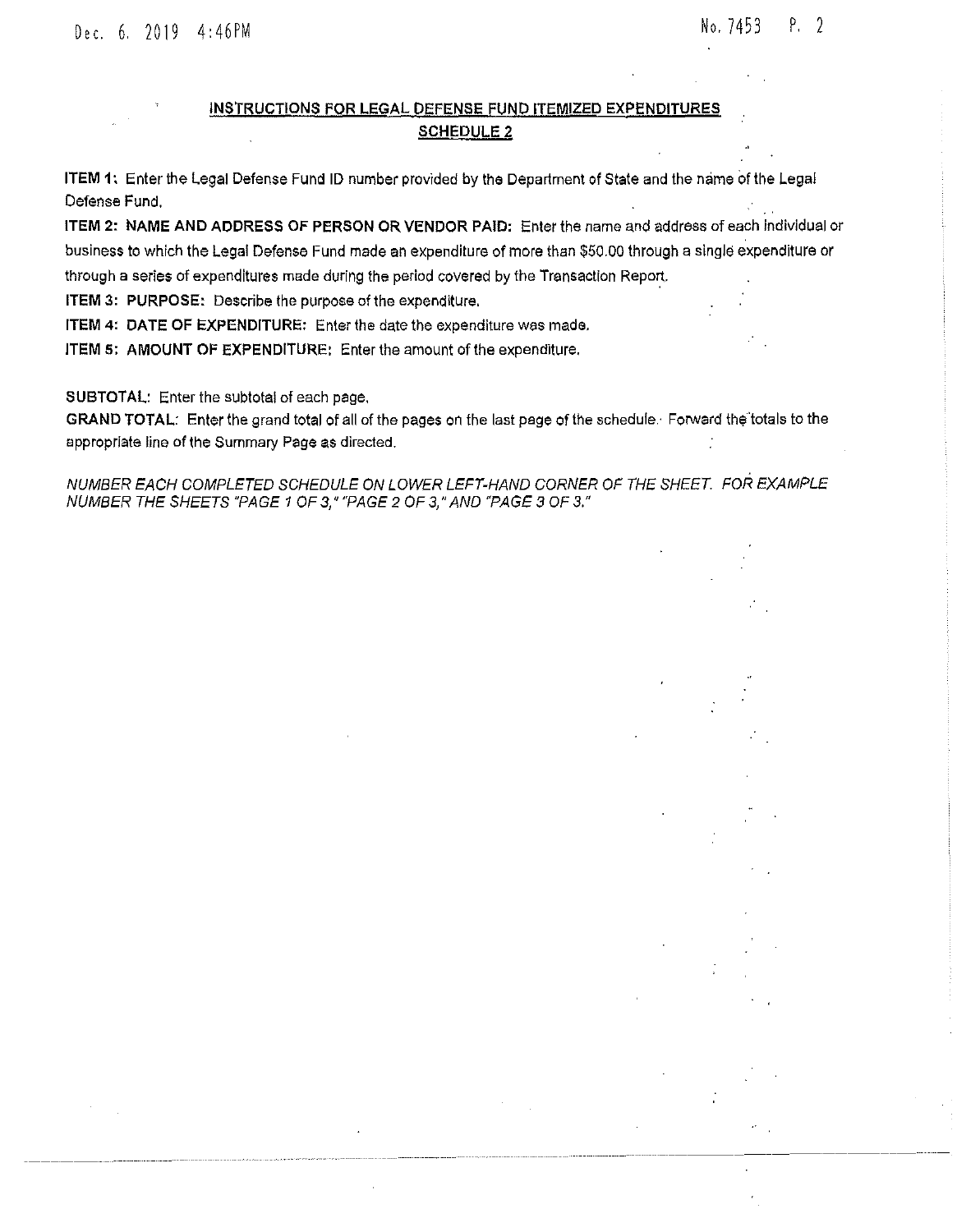## INSTRUCTIONS FOR LEGAL DEFENSE FUND ITEMIZED EXPENDITURES
## SCHEDULE 2

**ITEM 1:** Enter the Legal Defense Fund ID number provided by the Department of State and the name of the Legal Defense Fund.

**ITEM 2: NAME AND ADDRESS OF PERSON OR VENDOR PAID:** Enter the name and address of each individual or business to which the Legal Defense Fund made an expenditure of more than $50.00 through a single expenditure or through a series of expenditures made during the period covered by the Transaction Report.

**ITEM 3: PURPOSE:** Describe the purpose of the expenditure.

**ITEM 4: DATE OF EXPENDITURE:** Enter the date the expenditure was made.

**ITEM 5: AMOUNT OF EXPENDITURE:** Enter the amount of the expenditure.

**SUBTOTAL:** Enter the subtotal of each page.

**GRAND TOTAL:** Enter the grand total of all of the pages on the last page of the schedule. Forward the totals to the appropriate line of the Summary Page as directed.

*NUMBER EACH COMPLETED SCHEDULE ON LOWER LEFT-HAND CORNER OF THE SHEET. FOR EXAMPLE NUMBER THE SHEETS "PAGE 1 OF 3," "PAGE 2 OF 3," AND "PAGE 3 OF 3."*